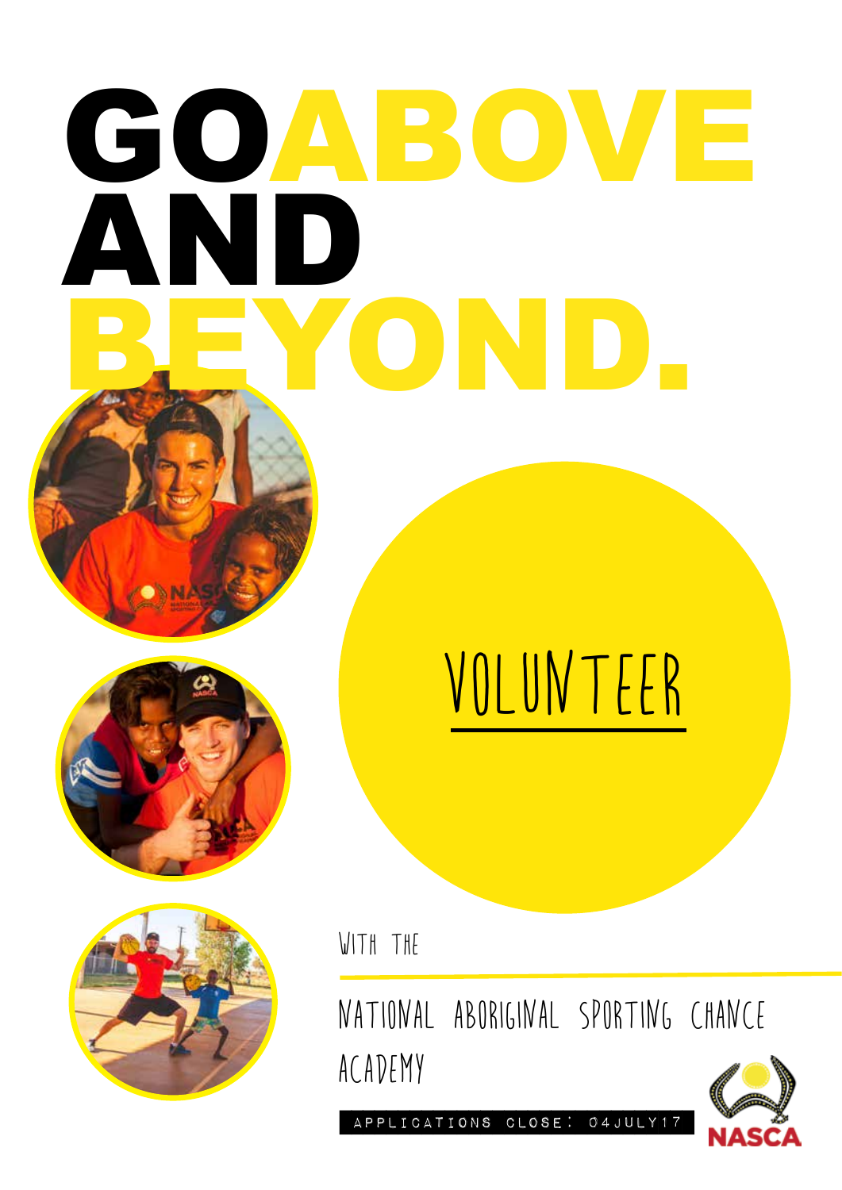# GO ABOVE AND BEYOND.

## VOLUNTEER

WITH THE

NATIONAL ABORIGINAL SPORTING CHANCE ACADEMY

APPLICATIONS CLOSE: 04JULY17

NASCA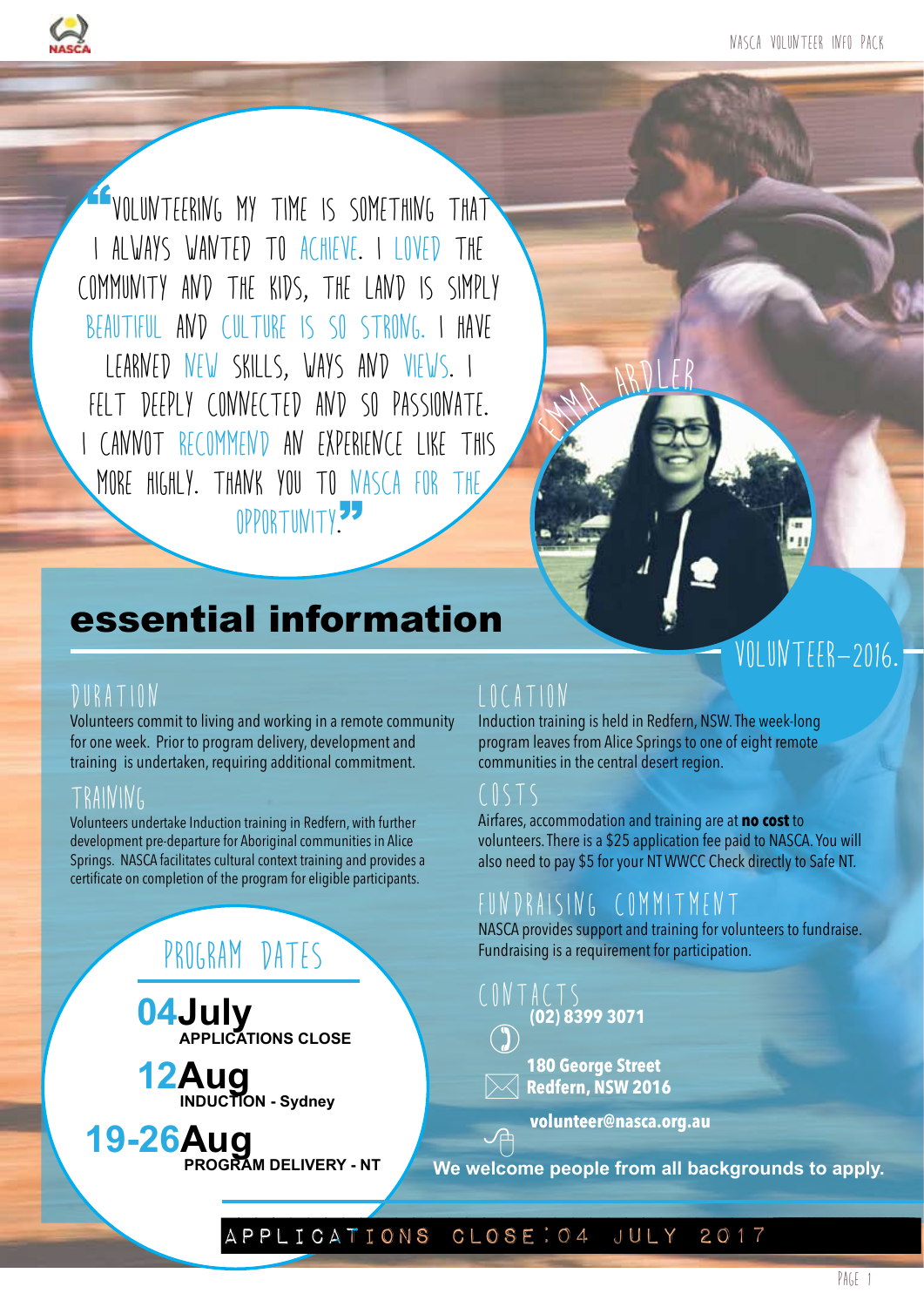"Volunteering my time is something that I always wanted to achieve. I loved the community and the kids, the land is simply beautiful and culture is so strong. I have learned new skills, ways and views. I felt deeply connected and so passionate. I cannot recommend an experience like this more highly. Thank you to NASCA for the opportunity"

Emma Ardler

Volunteer–2016.

# essential information

## Duration

Volunteers commit to living and working in a remote community for one week. Prior to program delivery, development and training is undertaken, requiring additional commitment.

## Training

Volunteers undertake Induction training in Redfern, with further development pre-departure for Aboriginal communities in Alice Springs. NASCA facilitates cultural context training and provides a certificate on completion of the program for eligible participants.

## Program Dates

**04 July** APPLICATIONS CLOSE

**12 Aug** INDUCTION - Sydney

**19-26 Aug** PROGRAM DELIVERY - NT

## Location

Induction training is held in Redfern, NSW. The week-long program leaves from Alice Springs to one of eight remote communities in the central desert region.

## Costs

Airfares, accommodation and training are at **no cost** to volunteers. There is a $25 application fee paid to NASCA. You will also need to pay $5 for your NT WWCC Check directly to Safe NT.

## Fundraising Commitment

NASCA provides support and training for volunteers to fundraise. Fundraising is a requirement for participation.

## Contacts

**(02) 8399 3071**

**180 George Street**
**Redfern, NSW 2016**

**volunteer@nasca.org.au**

**We welcome people from all backgrounds to apply.**

APPLICATIONS CLOSE: 04 JULY 2017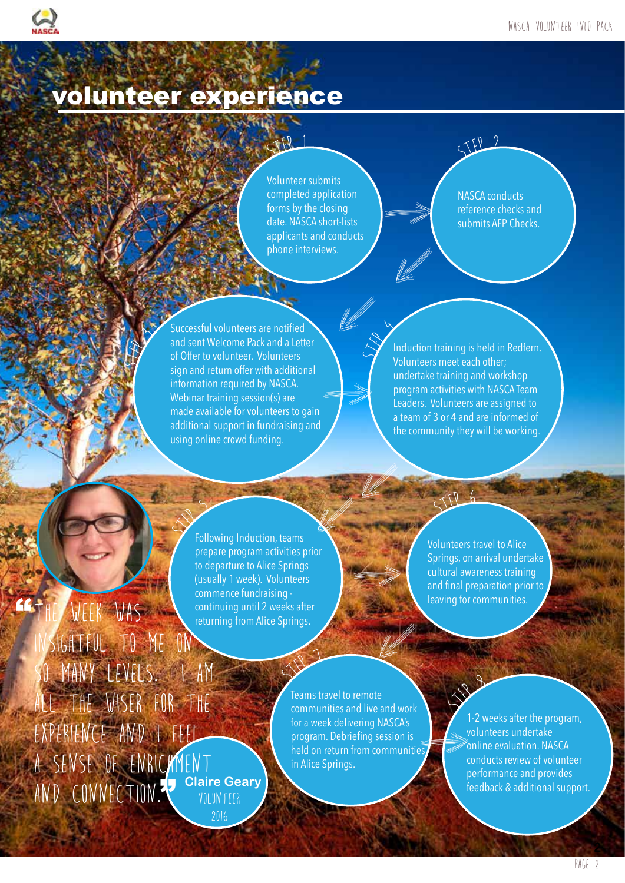# volunteer experience

**STEP 1**

Volunteer submits completed application forms by the closing date. NASCA short-lists applicants and conducts phone interviews.

**STEP 2**

NASCA conducts reference checks and submits AFP Checks.

**STEP 3**

Successful volunteers are notified and sent Welcome Pack and a Letter of Offer to volunteer. Volunteers sign and return offer with additional information required by NASCA. Webinar training session(s) are made available for volunteers to gain additional support in fundraising and using online crowd funding.

**STEP 4**

Induction training is held in Redfern. Volunteers meet each other; undertake training and workshop program activities with NASCA Team Leaders. Volunteers are assigned to a team of 3 or 4 and are informed of the community they will be working.

**STEP 5**

Following Induction, teams prepare program activities prior to departure to Alice Springs (usually 1 week). Volunteers commence fundraising - continuing until 2 weeks after returning from Alice Springs.

**STEP 6**

Volunteers travel to Alice Springs, on arrival undertake cultural awareness training and final preparation prior to leaving for communities.

**STEP 7**

Teams travel to remote communities and live and work for a week delivering NASCA's program. Debriefing session is held on return from communities in Alice Springs.

**STEP 8**

1-2 weeks after the program, volunteers undertake online evaluation. NASCA conducts review of volunteer performance and provides feedback & additional support.

> "THE WEEK WAS INSIGHTFUL TO ME ON SO MANY LEVELS. I AM ALL THE WISER FOR THE EXPERIENCE AND I FEEL A SENSE OF ENRICHMENT AND CONNECTION."
>
> **Claire Geary**
> VOLUNTEER 2016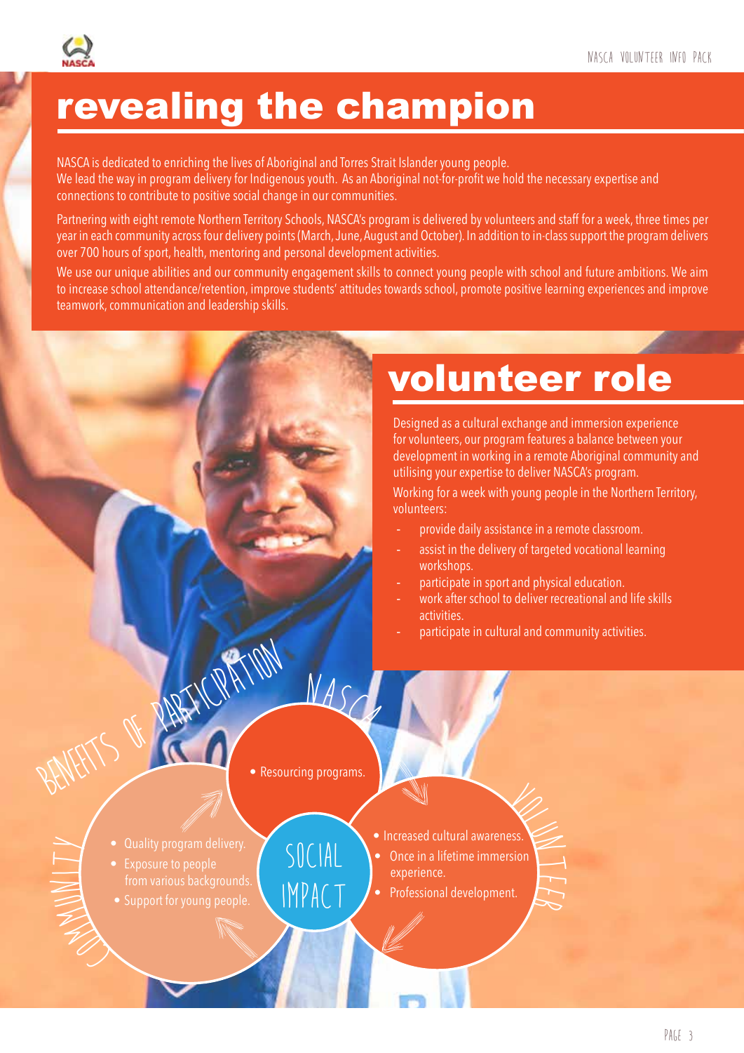# revealing the champion

NASCA is dedicated to enriching the lives of Aboriginal and Torres Strait Islander young people.
We lead the way in program delivery for Indigenous youth. As an Aboriginal not-for-profit we hold the necessary expertise and connections to contribute to positive social change in our communities.

Partnering with eight remote Northern Territory Schools, NASCA's program is delivered by volunteers and staff for a week, three times per year in each community across four delivery points (March, June, August and October). In addition to in-class support the program delivers over 700 hours of sport, health, mentoring and personal development activities.

We use our unique abilities and our community engagement skills to connect young people with school and future ambitions. We aim to increase school attendance/retention, improve students' attitudes towards school, promote positive learning experiences and improve teamwork, communication and leadership skills.

# volunteer role

Designed as a cultural exchange and immersion experience for volunteers, our program features a balance between your development in working in a remote Aboriginal community and utilising your expertise to deliver NASCA's program.

Working for a week with young people in the Northern Territory, volunteers:

- provide daily assistance in a remote classroom.
- assist in the delivery of targeted vocational learning workshops.
- participate in sport and physical education.
- work after school to deliver recreational and life skills activities.
- participate in cultural and community activities.

## BENEFITS OF PARTICIPATION

### SOCIAL IMPACT

**NASCA**
- Resourcing programs.

**COMMUNITY**
- Quality program delivery.
- Exposure to people from various backgrounds.
- Support for young people.

**VOLUNTEER**
- Increased cultural awareness.
- Once in a lifetime immersion experience.
- Professional development.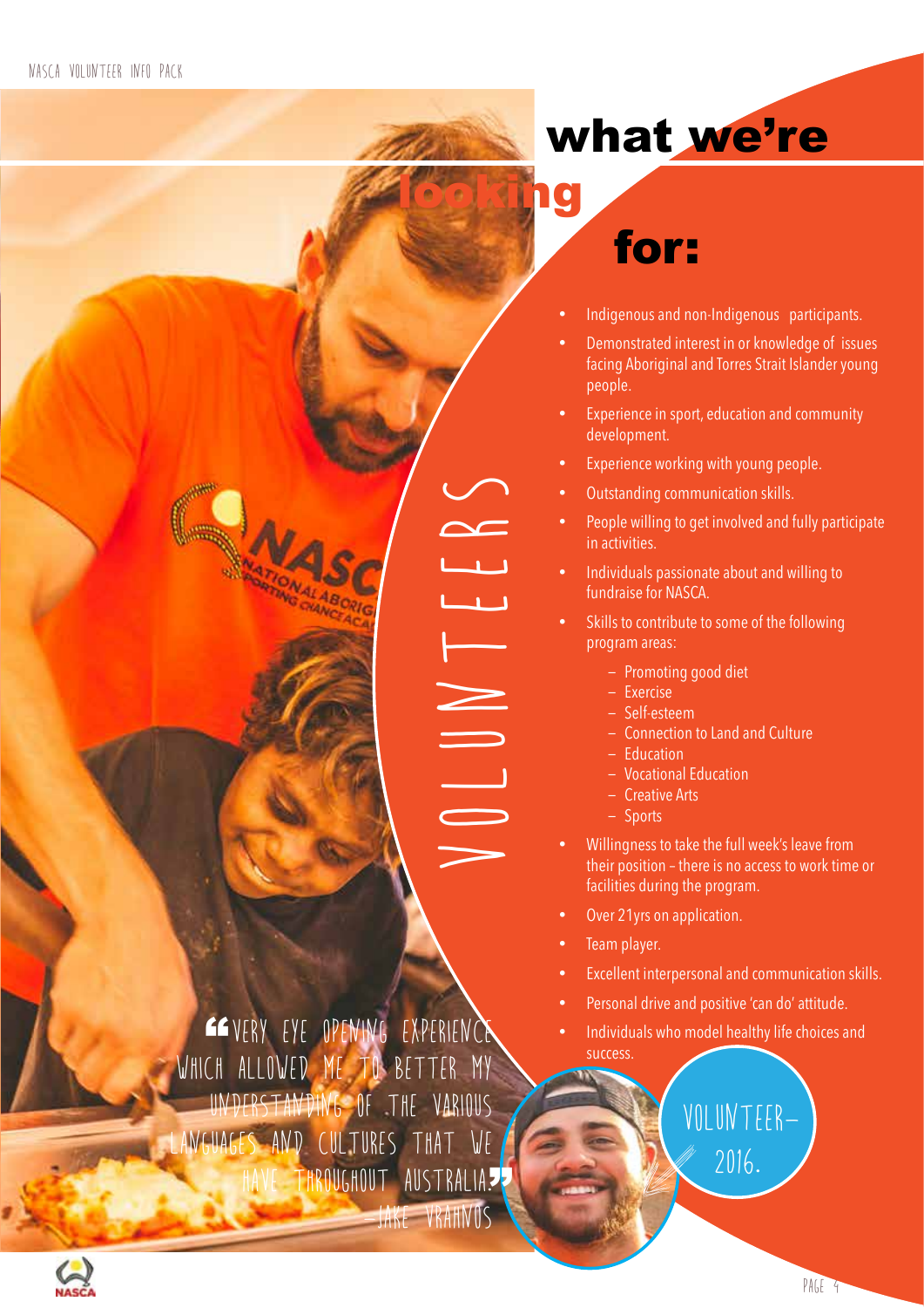# what we're looking for:

## VOLUNTEERS

- Indigenous and non-Indigenous participants.
- Demonstrated interest in or knowledge of issues facing Aboriginal and Torres Strait Islander young people.
- Experience in sport, education and community development.
- Experience working with young people.
- Outstanding communication skills.
- People willing to get involved and fully participate in activities.
- Individuals passionate about and willing to fundraise for NASCA.
- Skills to contribute to some of the following program areas:
  - Promoting good diet
  - Exercise
  - Self-esteem
  - Connection to Land and Culture
  - Education
  - Vocational Education
  - Creative Arts
  - Sports
- Willingness to take the full week's leave from their position – there is no access to work time or facilities during the program.
- Over 21yrs on application.
- Team player.
- Excellent interpersonal and communication skills.
- Personal drive and positive 'can do' attitude.
- Individuals who model healthy life choices and success.

"Very eye opening experience which allowed me to better my understanding of the various languages and cultures that we have throughout Australia."

– Jake Vrahnos

Volunteer– 2016.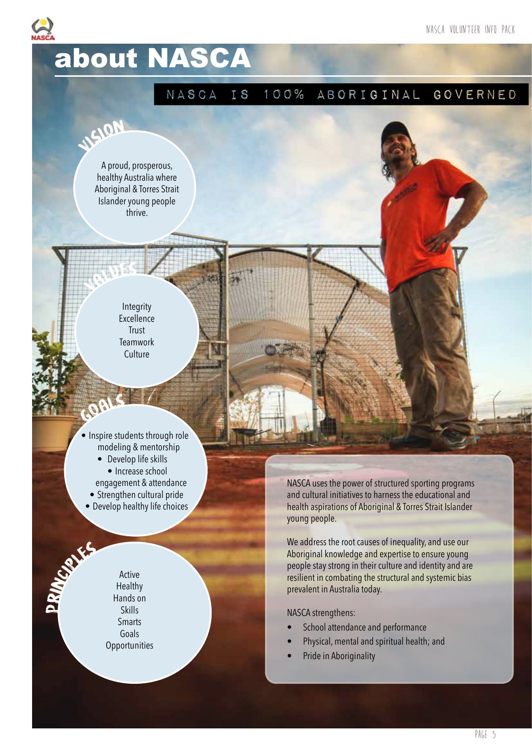# about NASCA

## NASCA IS 100% ABORIGINAL GOVERNED

### VISION

A proud, prosperous, healthy Australia where Aboriginal & Torres Strait Islander young people thrive.

### VALUES

Integrity
Excellence
Trust
Teamwork
Culture

### GOALS

- Inspire students through role modeling & mentorship
- Develop life skills
- Increase school engagement & attendance
- Strengthen cultural pride
- Develop healthy life choices

### PRINCIPLES

Active
Healthy
Hands on
Skills
Smarts
Goals
Opportunities

NASCA uses the power of structured sporting programs and cultural initiatives to harness the educational and health aspirations of Aboriginal & Torres Strait Islander young people.

We address the root causes of inequality, and use our Aboriginal knowledge and expertise to ensure young people stay strong in their culture and identity and are resilient in combating the structural and systemic bias prevalent in Australia today.

NASCA strengthens:

- School attendance and performance
- Physical, mental and spiritual health; and
- Pride in Aboriginality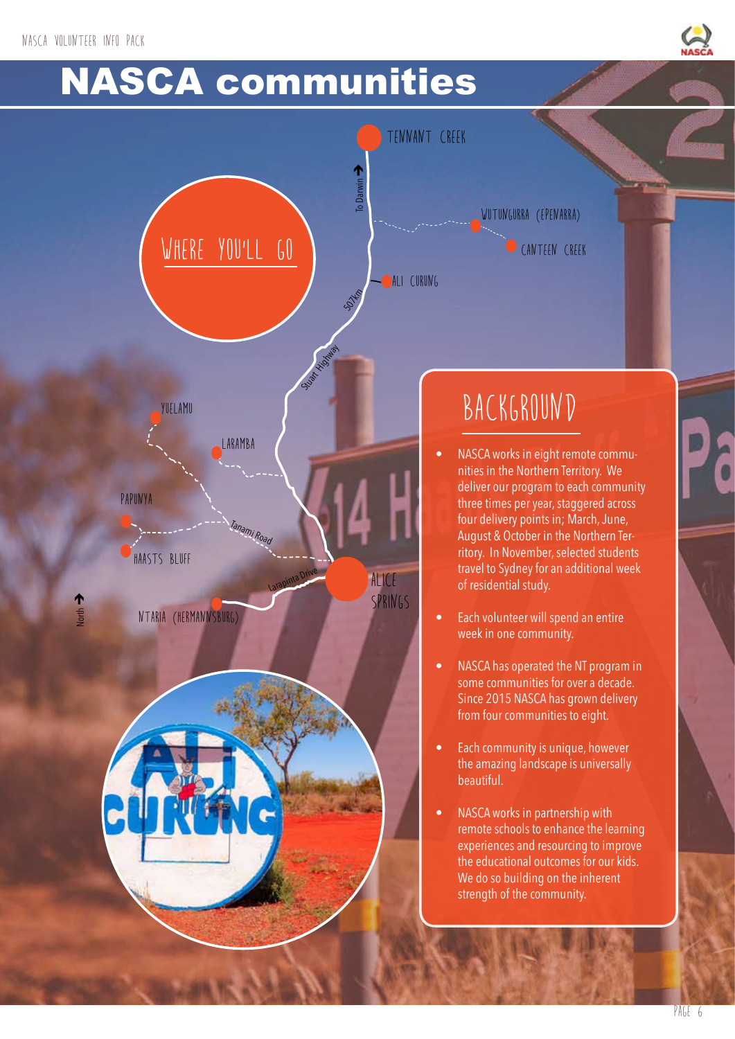# NASCA communities

## Where you'll go

Tennant Creek

To Darwin

Wutungurra (Epenarra)

Canteen Creek

Ali Curung

507km

Stuart Highway

Yuelamu

Laramba

Papunya

Tanami Road

Haasts Bluff

Larapinta Drive

Alice Springs

Ntaria (Hermannsburg)

North

## Background

- NASCA works in eight remote communities in the Northern Territory. We deliver our program to each community three times per year, staggered across four delivery points in; March, June, August & October in the Northern Territory. In November, selected students travel to Sydney for an additional week of residential study.
- Each volunteer will spend an entire week in one community.
- NASCA has operated the NT program in some communities for over a decade. Since 2015 NASCA has grown delivery from four communities to eight.
- Each community is unique, however the amazing landscape is universally beautiful.
- NASCA works in partnership with remote schools to enhance the learning experiences and resourcing to improve the educational outcomes for our kids. We do so building on the inherent strength of the community.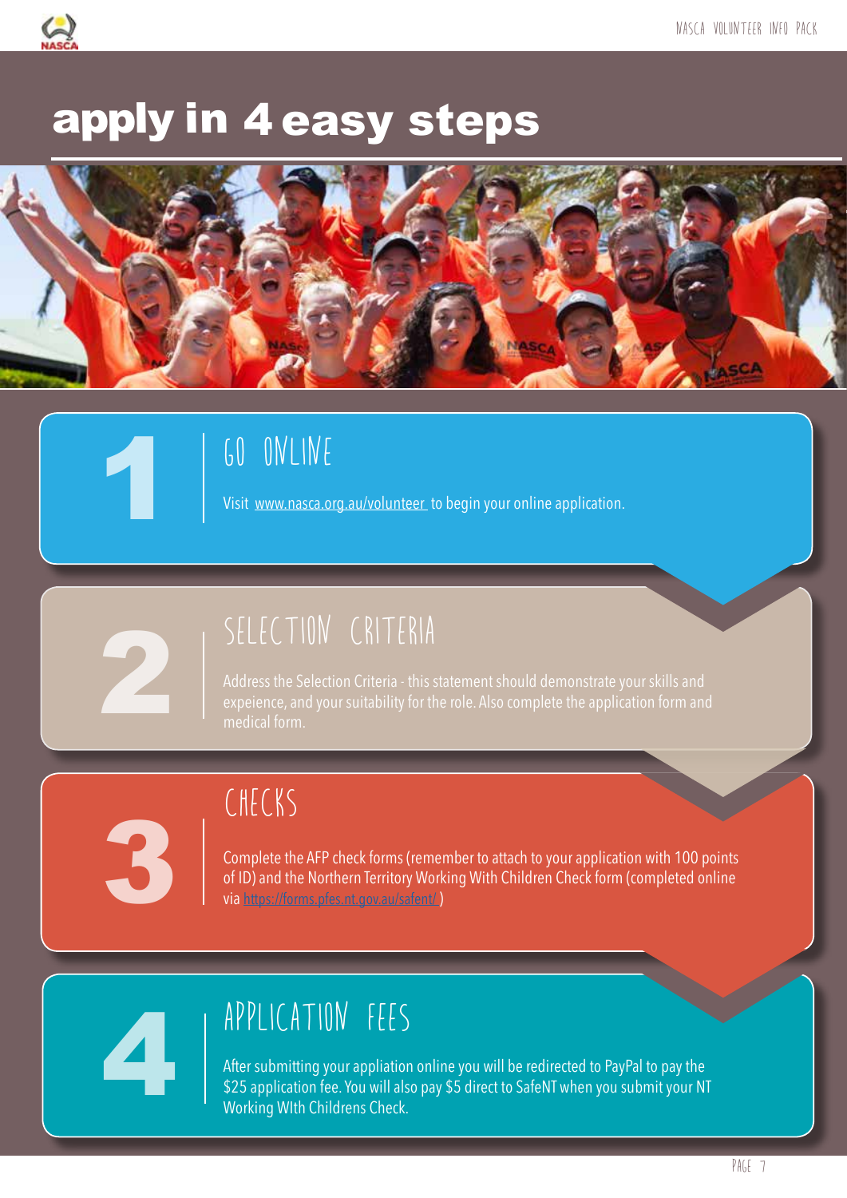# apply in 4 easy steps

## 1 GO ONLINE

Visit www.nasca.org.au/volunteer to begin your online application.

## 2 SELECTION CRITERIA

Address the Selection Criteria - this statement should demonstrate your skills and expeience, and your suitability for the role. Also complete the application form and medical form.

## 3 CHECKS

Complete the AFP check forms (remember to attach to your application with 100 points of ID) and the Northern Territory Working With Children Check form (completed online via https://forms.pfes.nt.gov.au/safent/ )

## 4 APPLICATION FEES

After submitting your appliation online you will be redirected to PayPal to pay the $25 application fee. You will also pay $5 direct to SafeNT when you submit your NT Working WIth Childrens Check.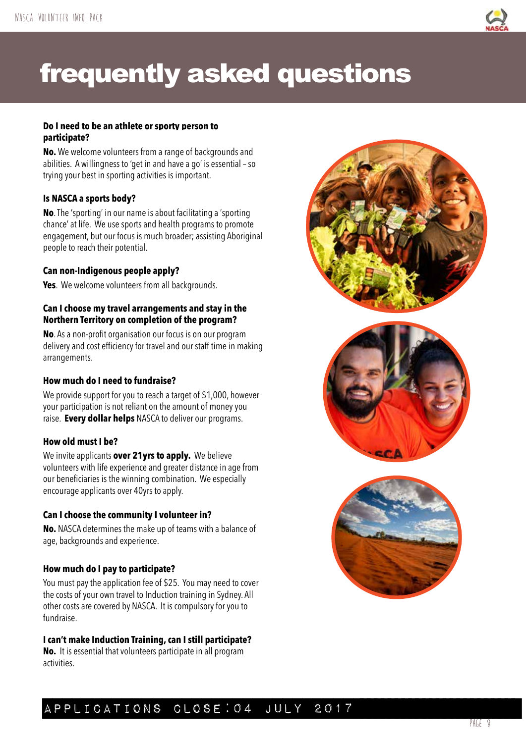# frequently asked questions

**Do I need to be an athlete or sporty person to participate?**

**No.** We welcome volunteers from a range of backgrounds and abilities. A willingness to 'get in and have a go' is essential – so trying your best in sporting activities is important.

**Is NASCA a sports body?**

**No**. The 'sporting' in our name is about facilitating a 'sporting chance' at life. We use sports and health programs to promote engagement, but our focus is much broader; assisting Aboriginal people to reach their potential.

**Can non-Indigenous people apply?**

**Yes**. We welcome volunteers from all backgrounds.

**Can I choose my travel arrangements and stay in the Northern Territory on completion of the program?**

**No**. As a non-profit organisation our focus is on our program delivery and cost efficiency for travel and our staff time in making arrangements.

**How much do I need to fundraise?**

We provide support for you to reach a target of $1,000, however your participation is not reliant on the amount of money you raise. **Every dollar helps** NASCA to deliver our programs.

**How old must I be?**

We invite applicants **over 21yrs to apply.** We believe volunteers with life experience and greater distance in age from our beneficiaries is the winning combination. We especially encourage applicants over 40yrs to apply.

**Can I choose the community I volunteer in?**

**No.** NASCA determines the make up of teams with a balance of age, backgrounds and experience.

**How much do I pay to participate?**

You must pay the application fee of $25. You may need to cover the costs of your own travel to Induction training in Sydney. All other costs are covered by NASCA. It is compulsory for you to fundraise.

**I can't make Induction Training, can I still participate?**

**No.** It is essential that volunteers participate in all program activities.

APPLICATIONS CLOSE:04 JULY 2017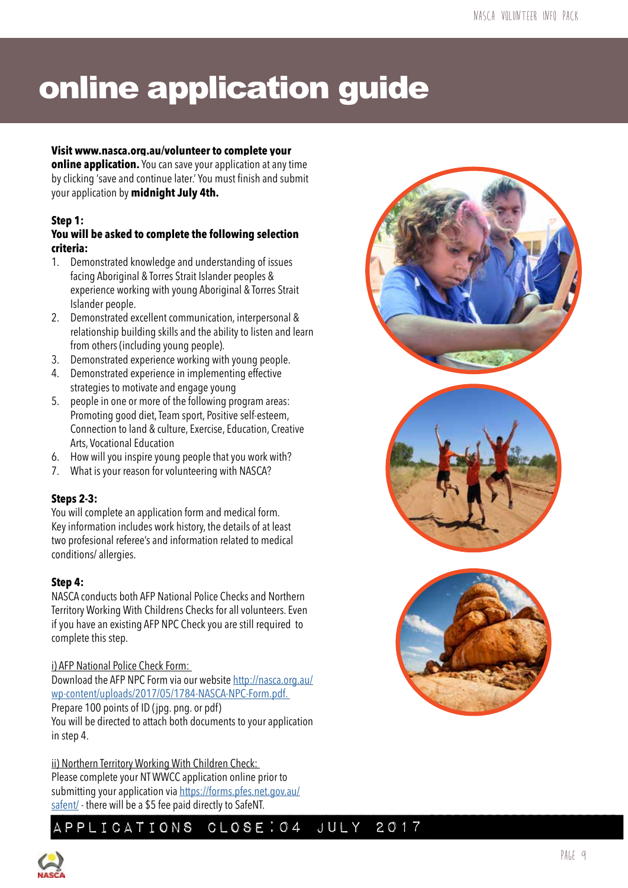# online application guide

**Visit www.nasca.org.au/volunteer to complete your online application.** You can save your application at any time by clicking 'save and continue later.' You must finish and submit your application by **midnight July 4th.**

**Step 1:**
**You will be asked to complete the following selection criteria:**

1. Demonstrated knowledge and understanding of issues facing Aboriginal & Torres Strait Islander peoples & experience working with young Aboriginal & Torres Strait Islander people.
2. Demonstrated excellent communication, interpersonal & relationship building skills and the ability to listen and learn from others (including young people).
3. Demonstrated experience working with young people.
4. Demonstrated experience in implementing effective strategies to motivate and engage young
5. people in one or more of the following program areas: Promoting good diet, Team sport, Positive self-esteem, Connection to land & culture, Exercise, Education, Creative Arts, Vocational Education
6. How will you inspire young people that you work with?
7. What is your reason for volunteering with NASCA?

**Steps 2-3:**
You will complete an application form and medical form. Key information includes work history, the details of at least two profesional referee's and information related to medical conditions/ allergies.

**Step 4:**
NASCA conducts both AFP National Police Checks and Northern Territory Working With Childrens Checks for all volunteers. Even if you have an existing AFP NPC Check you are still required to complete this step.

i) AFP National Police Check Form:
Download the AFP NPC Form via our website http://nasca.org.au/wp-content/uploads/2017/05/1784-NASCA-NPC-Form.pdf.
Prepare 100 points of ID (jpg. png. or pdf)
You will be directed to attach both documents to your application in step 4.

ii) Northern Territory Working With Children Check:
Please complete your NT WWCC application online prior to submitting your application via https://forms.pfes.net.gov.au/safent/ - there will be a $5 fee paid directly to SafeNT.

APPLICATIONS CLOSE: 04 JULY 2017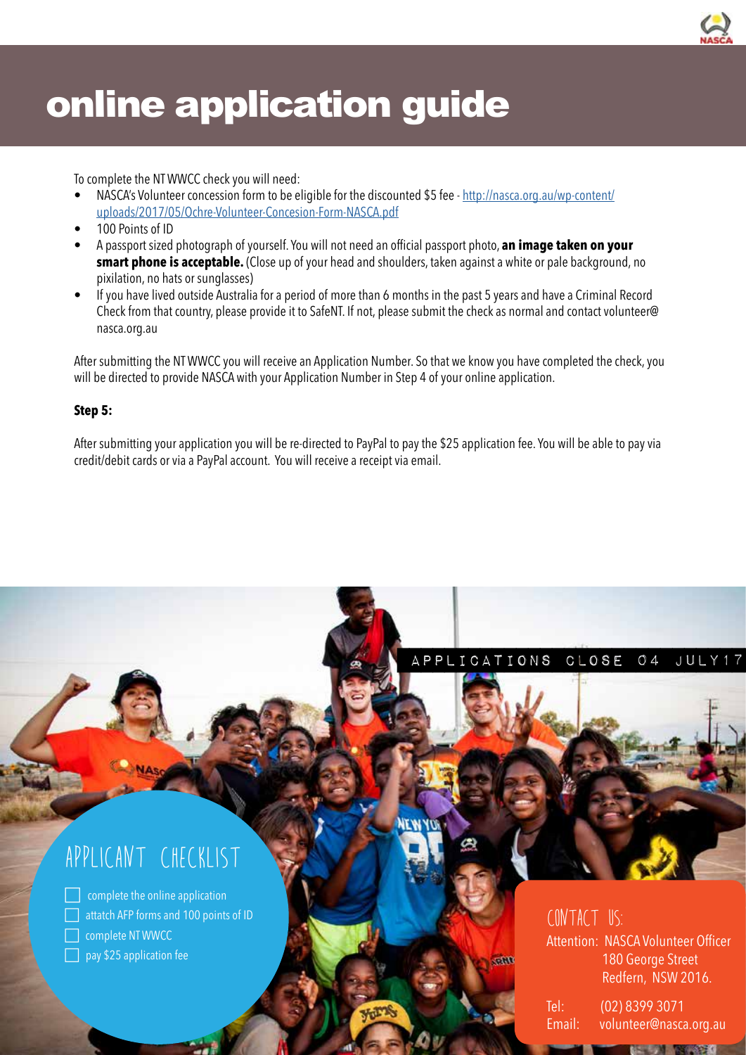# online application guide

To complete the NT WWCC check you will need:

- NASCA's Volunteer concession form to be eligible for the discounted $5 fee - http://nasca.org.au/wp-content/uploads/2017/05/Ochre-Volunteer-Concesion-Form-NASCA.pdf
- 100 Points of ID
- A passport sized photograph of yourself. You will not need an official passport photo, **an image taken on your smart phone is acceptable.** (Close up of your head and shoulders, taken against a white or pale background, no pixilation, no hats or sunglasses)
- If you have lived outside Australia for a period of more than 6 months in the past 5 years and have a Criminal Record Check from that country, please provide it to SafeNT. If not, please submit the check as normal and contact volunteer@nasca.org.au

After submitting the NT WWCC you will receive an Application Number. So that we know you have completed the check, you will be directed to provide NASCA with your Application Number in Step 4 of your online application.

**Step 5:**

After submitting your application you will be re-directed to PayPal to pay the $25 application fee. You will be able to pay via credit/debit cards or via a PayPal account. You will receive a receipt via email.

APPLICATIONS CLOSE 04 JULY17

## APPLICANT CHECKLIST

- [ ] complete the online application
- [ ] attatch AFP forms and 100 points of ID
- [ ] complete NT WWCC
- [ ] pay $25 application fee

## CONTACT US:

Attention: NASCA Volunteer Officer
180 George Street
Redfern, NSW 2016.

Tel: (02) 8399 3071
Email: volunteer@nasca.org.au